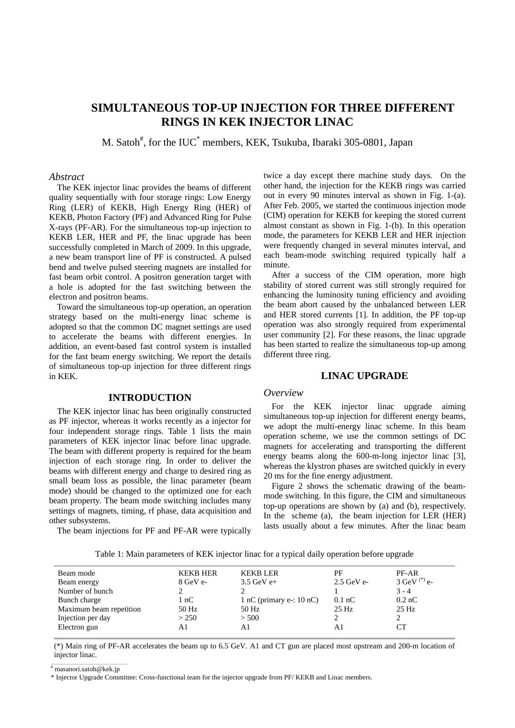# SIMULTANEOUS TOP-UP INJECTION FOR THREE DIFFERENT RINGS IN KEK INJECTOR LINAC

M. Satoh[#], for the IUC[*] members, KEK, Tsukuba, Ibaraki 305-0801, Japan

## *Abstract*

The KEK injector linac provides the beams of different quality sequentially with four storage rings: Low Energy Ring (LER) of KEKB, High Energy Ring (HER) of KEKB, Photon Factory (PF) and Advanced Ring for Pulse X-rays (PF-AR). For the simultaneous top-up injection to KEKB LER, HER and PF, the linac upgrade has been successfully completed in March of 2009. In this upgrade, a new beam transport line of PF is constructed. A pulsed bend and twelve pulsed steering magnets are installed for fast beam orbit control. A positron generation target with a hole is adopted for the fast switching between the electron and positron beams.

Toward the simultaneous top-up operation, an operation strategy based on the multi-energy linac scheme is adopted so that the common DC magnet settings are used to accelerate the beams with different energies. In addition, an event-based fast control system is installed for the fast beam energy switching. We report the details of simultaneous top-up injection for three different rings in KEK.

## INTRODUCTION

The KEK injector linac has been originally constructed as PF injector, whereas it works recently as a injector for four independent storage rings. Table 1 lists the main parameters of KEK injector linac before linac upgrade. The beam with different property is required for the beam injection of each storage ring. In order to deliver the beams with different energy and charge to desired ring as small beam loss as possible, the linac parameter (beam mode) should be changed to the optimized one for each beam property. The beam mode switching includes many settings of magnets, timing, rf phase, data acquisition and other subsystems.

The beam injections for PF and PF-AR were typically twice a day except there machine study days. On the other hand, the injection for the KEKB rings was carried out in every 90 minutes interval as shown in Fig. 1-(a). After Feb. 2005, we started the continuous injection mode (CIM) operation for KEKB for keeping the stored current almost constant as shown in Fig. 1-(b). In this operation mode, the parameters for KEKB LER and HER injection were frequently changed in several minutes interval, and each beam-mode switching required typically half a minute.

After a success of the CIM operation, more high stability of stored current was still strongly required for enhancing the luminosity tuning efficiency and avoiding the beam abort caused by the unbalanced between LER and HER stored currents [1]. In addition, the PF top-up operation was also strongly required from experimental user community [2]. For these reasons, the linac upgrade has been started to realize the simultaneous top-up among different three ring.

## LINAC UPGRADE

### *Overview*

For the KEK injector linac upgrade aiming simultaneous top-up injection for different energy beams, we adopt the multi-energy linac scheme. In this beam operation scheme, we use the common settings of DC magnets for accelerating and transporting the different energy beams along the 600-m-long injector linac [3], whereas the klystron phases are switched quickly in every 20 ms for the fine energy adjustment.

Figure 2 shows the schematic drawing of the beam-mode switching. In this figure, the CIM and simultaneous top-up operations are shown by (a) and (b), respectively. In the scheme (a), the beam injection for LER (HER) lasts usually about a few minutes. After the linac beam

Table 1: Main parameters of KEK injector linac for a typical daily operation before upgrade

| Beam mode | KEKB HER | KEKB LER | PF | PF-AR |
|---|---|---|---|---|
| Beam energy | 8 GeV e- | 3.5 GeV e+ | 2.5 GeV e- | 3 GeV [(*)] e- |
| Number of bunch | 2 | 2 | 1 | 3 - 4 |
| Bunch charge | 1 nC | 1 nC (primary e-: 10 nC) | 0.1 nC | 0.2 nC |
| Maximum beam repetition | 50 Hz | 50 Hz | 25 Hz | 25 Hz |
| Injection per day | > 250 | > 500 | 2 | 2 |
| Electron gun | A1 | A1 | A1 | CT |

(*) Main ring of PF-AR accelerates the beam up to 6.5 GeV. A1 and CT gun are placed most upstream and 200-m location of injector linac.

[#] masanori.satoh@kek.jp

\* Injector Upgrade Committee: Cross-functional team for the injector upgrade from PF/ KEKB and Linac members.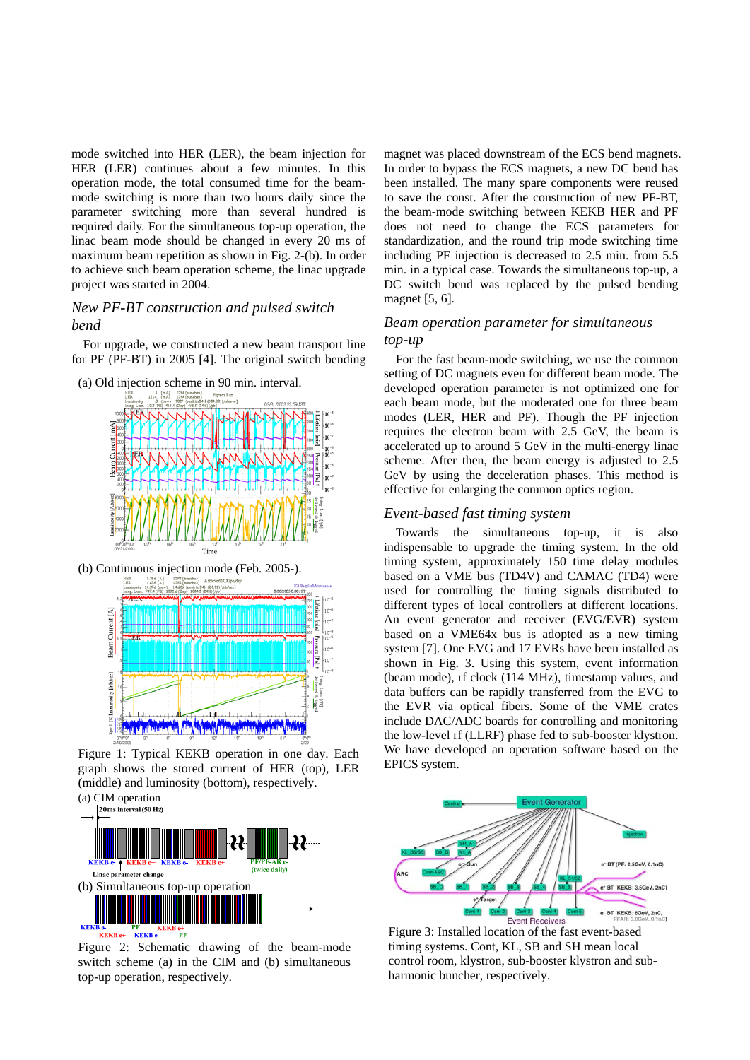mode switched into HER (LER), the beam injection for HER (LER) continues about a few minutes. In this operation mode, the total consumed time for the beam-mode switching is more than two hours daily since the parameter switching more than several hundred is required daily. For the simultaneous top-up operation, the linac beam mode should be changed in every 20 ms of maximum beam repetition as shown in Fig. 2-(b). In order to achieve such beam operation scheme, the linac upgrade project was started in 2004.

## *New PF-BT construction and pulsed switch bend*

For upgrade, we constructed a new beam transport line for PF (PF-BT) in 2005 [4]. The original switch bending magnet was placed downstream of the ECS bend magnets. In order to bypass the ECS magnets, a new DC bend has been installed. The many spare components were reused to save the const. After the construction of new PF-BT, the beam-mode switching between KEKB HER and PF does not need to change the ECS parameters for standardization, and the round trip mode switching time including PF injection is decreased to 2.5 min. from 5.5 min. in a typical case. Towards the simultaneous top-up, a DC switch bend was replaced by the pulsed bending magnet [5, 6].

(a) Old injection scheme in 90 min. interval.

(b) Continuous injection mode (Feb. 2005-).

Figure 1: Typical KEKB operation in one day. Each graph shows the stored current of HER (top), LER (middle) and luminosity (bottom), respectively.

(a) CIM operation

(b) Simultaneous top-up operation

Figure 2: Schematic drawing of the beam-mode switch scheme (a) in the CIM and (b) simultaneous top-up operation, respectively.

## *Beam operation parameter for simultaneous top-up*

For the fast beam-mode switching, we use the common setting of DC magnets even for different beam mode. The developed operation parameter is not optimized one for each beam mode, but the moderated one for three beam modes (LER, HER and PF). Though the PF injection requires the electron beam with 2.5 GeV, the beam is accelerated up to around 5 GeV in the multi-energy linac scheme. After then, the beam energy is adjusted to 2.5 GeV by using the deceleration phases. This method is effective for enlarging the common optics region.

## *Event-based fast timing system*

Towards the simultaneous top-up, it is also indispensable to upgrade the timing system. In the old timing system, approximately 150 time delay modules based on a VME bus (TD4V) and CAMAC (TD4) were used for controlling the timing signals distributed to different types of local controllers at different locations. An event generator and receiver (EVG/EVR) system based on a VME64x bus is adopted as a new timing system [7]. One EVG and 17 EVRs have been installed as shown in Fig. 3. Using this system, event information (beam mode), rf clock (114 MHz), timestamp values, and data buffers can be rapidly transferred from the EVG to the EVR via optical fibers. Some of the VME crates include DAC/ADC boards for controlling and monitoring the low-level rf (LLRF) phase fed to sub-booster klystron. We have developed an operation software based on the EPICS system.

Figure 3: Installed location of the fast event-based timing systems. Cont, KL, SB and SH mean local control room, klystron, sub-booster klystron and sub-harmonic buncher, respectively.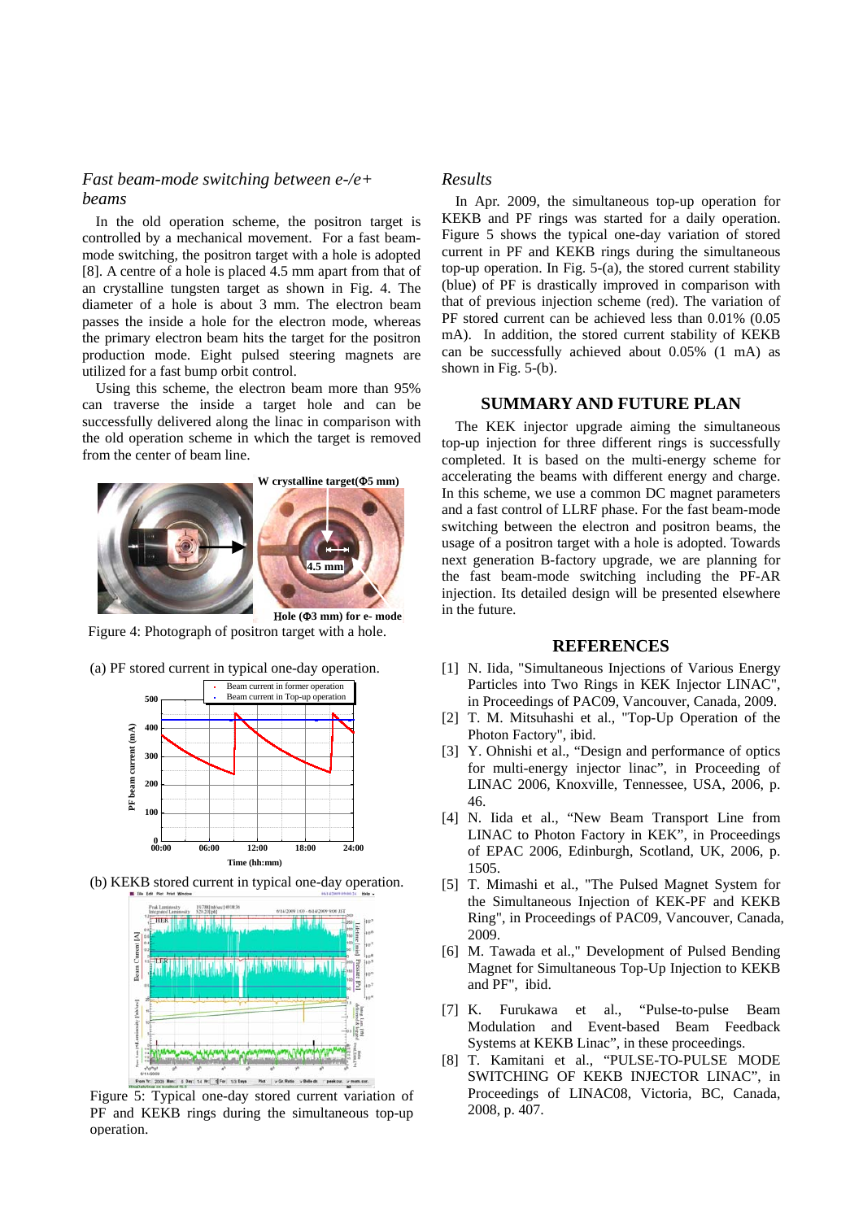### *Fast beam-mode switching between e-/e+ beams*

In the old operation scheme, the positron target is controlled by a mechanical movement. For a fast beam-mode switching, the positron target with a hole is adopted [8]. A centre of a hole is placed 4.5 mm apart from that of an crystalline tungsten target as shown in Fig. 4. The diameter of a hole is about 3 mm. The electron beam passes the inside a hole for the electron mode, whereas the primary electron beam hits the target for the positron production mode. Eight pulsed steering magnets are utilized for a fast bump orbit control.

Using this scheme, the electron beam more than 95% can traverse the inside a target hole and can be successfully delivered along the linac in comparison with the old operation scheme in which the target is removed from the center of beam line.

W crystalline target(Φ5 mm)

4.5 mm

Hole (Φ3 mm) for e- mode

Figure 4: Photograph of positron target with a hole.

(a) PF stored current in typical one-day operation.

Beam current in former operation
Beam current in Top-up operation

PF beam current (mA)

500
400
300
200
100
0

00:00 06:00 12:00 18:00 24:00

Time (hh:mm)

(b) KEKB stored current in typical one-day operation.

Figure 5: Typical one-day stored current variation of PF and KEKB rings during the simultaneous top-up operation.

### *Results*

In Apr. 2009, the simultaneous top-up operation for KEKB and PF rings was started for a daily operation. Figure 5 shows the typical one-day variation of stored current in PF and KEKB rings during the simultaneous top-up operation. In Fig. 5-(a), the stored current stability (blue) of PF is drastically improved in comparison with that of previous injection scheme (red). The variation of PF stored current can be achieved less than 0.01% (0.05 mA). In addition, the stored current stability of KEKB can be successfully achieved about 0.05% (1 mA) as shown in Fig. 5-(b).

## SUMMARY AND FUTURE PLAN

The KEK injector upgrade aiming the simultaneous top-up injection for three different rings is successfully completed. It is based on the multi-energy scheme for accelerating the beams with different energy and charge. In this scheme, we use a common DC magnet parameters and a fast control of LLRF phase. For the fast beam-mode switching between the electron and positron beams, the usage of a positron target with a hole is adopted. Towards next generation B-factory upgrade, we are planning for the fast beam-mode switching including the PF-AR injection. Its detailed design will be presented elsewhere in the future.

## REFERENCES

[1] N. Iida, "Simultaneous Injections of Various Energy Particles into Two Rings in KEK Injector LINAC", in Proceedings of PAC09, Vancouver, Canada, 2009.

[2] T. M. Mitsuhashi et al., "Top-Up Operation of the Photon Factory", ibid.

[3] Y. Ohnishi et al., "Design and performance of optics for multi-energy injector linac", in Proceeding of LINAC 2006, Knoxville, Tennessee, USA, 2006, p. 46.

[4] N. Iida et al., "New Beam Transport Line from LINAC to Photon Factory in KEK", in Proceedings of EPAC 2006, Edinburgh, Scotland, UK, 2006, p. 1505.

[5] T. Mimashi et al., "The Pulsed Magnet System for the Simultaneous Injection of KEK-PF and KEKB Ring", in Proceedings of PAC09, Vancouver, Canada, 2009.

[6] M. Tawada et al.," Development of Pulsed Bending Magnet for Simultaneous Top-Up Injection to KEKB and PF", ibid.

[7] K. Furukawa et al., "Pulse-to-pulse Beam Modulation and Event-based Beam Feedback Systems at KEKB Linac", in these proceedings.

[8] T. Kamitani et al., "PULSE-TO-PULSE MODE SWITCHING OF KEKB INJECTOR LINAC", in Proceedings of LINAC08, Victoria, BC, Canada, 2008, p. 407.